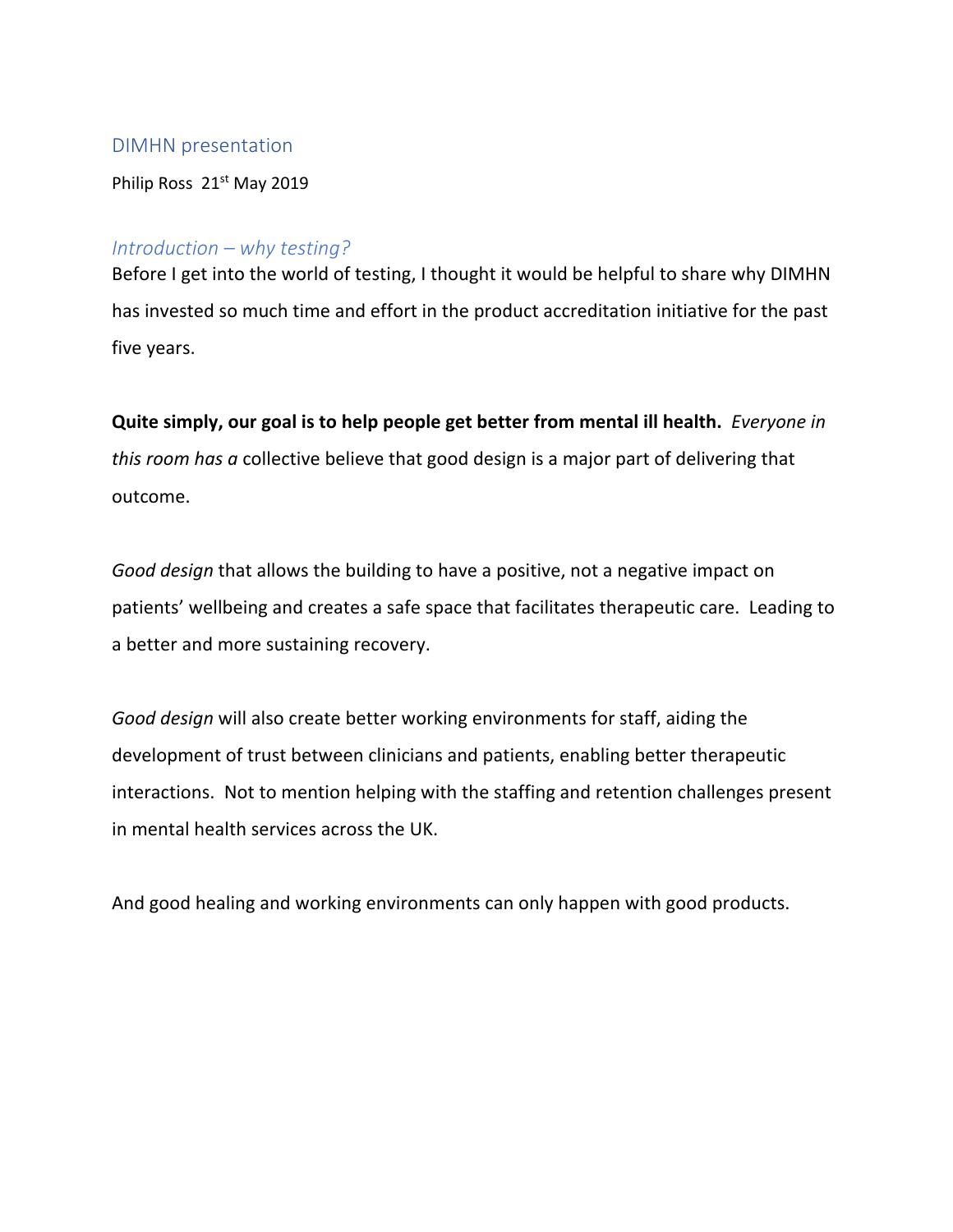## DIMHN presentation

Philip Ross 21st May 2019

### *Introduction – why testing?*

Before I get into the world of testing, I thought it would be helpful to share why DIMHN has invested so much time and effort in the product accreditation initiative for the past five years.

**Quite simply, our goal is to help people get better from mental ill health.** *Everyone in this room has a* collective believe that good design is a major part of delivering that outcome.

*Good design* that allows the building to have a positive, not a negative impact on patients' wellbeing and creates a safe space that facilitates therapeutic care. Leading to a better and more sustaining recovery.

*Good design* will also create better working environments for staff, aiding the development of trust between clinicians and patients, enabling better therapeutic interactions. Not to mention helping with the staffing and retention challenges present in mental health services across the UK.

And good healing and working environments can only happen with good products.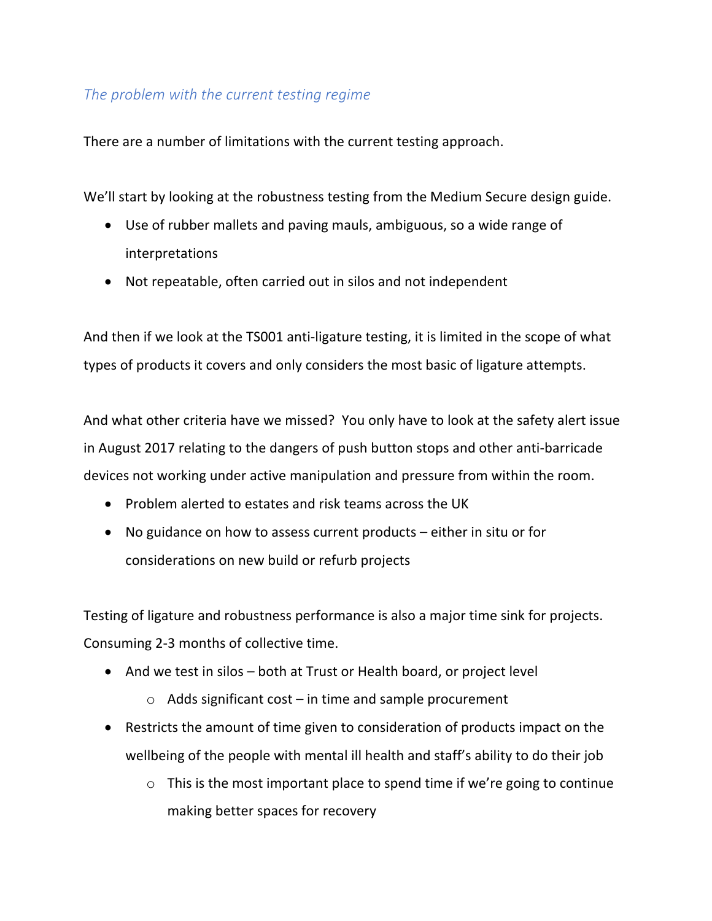## *The problem with the current testing regime*

There are a number of limitations with the current testing approach.

We'll start by looking at the robustness testing from the Medium Secure design guide.

- Use of rubber mallets and paving mauls, ambiguous, so a wide range of interpretations
- Not repeatable, often carried out in silos and not independent

And then if we look at the TS001 anti-ligature testing, it is limited in the scope of what types of products it covers and only considers the most basic of ligature attempts.

And what other criteria have we missed? You only have to look at the safety alert issue in August 2017 relating to the dangers of push button stops and other anti-barricade devices not working under active manipulation and pressure from within the room.

- Problem alerted to estates and risk teams across the UK
- No guidance on how to assess current products – either in situ or for considerations on new build or refurb projects

Testing of ligature and robustness performance is also a major time sink for projects. Consuming 2-3 months of collective time.

- And we test in silos – both at Trust or Health board, or project level
  - Adds significant cost – in time and sample procurement
- Restricts the amount of time given to consideration of products impact on the wellbeing of the people with mental ill health and staff's ability to do their job
  - This is the most important place to spend time if we're going to continue making better spaces for recovery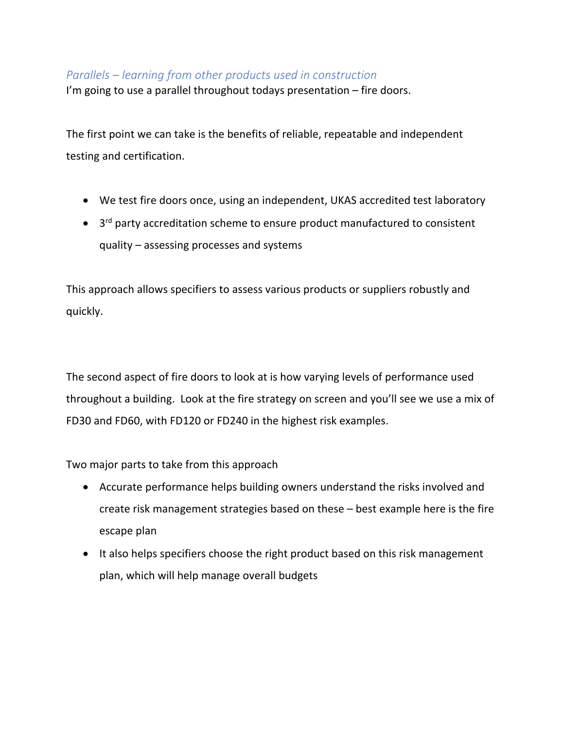*Parallels – learning from other products used in construction*

I'm going to use a parallel throughout todays presentation – fire doors.

The first point we can take is the benefits of reliable, repeatable and independent testing and certification.

- We test fire doors once, using an independent, UKAS accredited test laboratory
- 3rd party accreditation scheme to ensure product manufactured to consistent quality – assessing processes and systems

This approach allows specifiers to assess various products or suppliers robustly and quickly.

The second aspect of fire doors to look at is how varying levels of performance used throughout a building. Look at the fire strategy on screen and you'll see we use a mix of FD30 and FD60, with FD120 or FD240 in the highest risk examples.

Two major parts to take from this approach

- Accurate performance helps building owners understand the risks involved and create risk management strategies based on these – best example here is the fire escape plan
- It also helps specifiers choose the right product based on this risk management plan, which will help manage overall budgets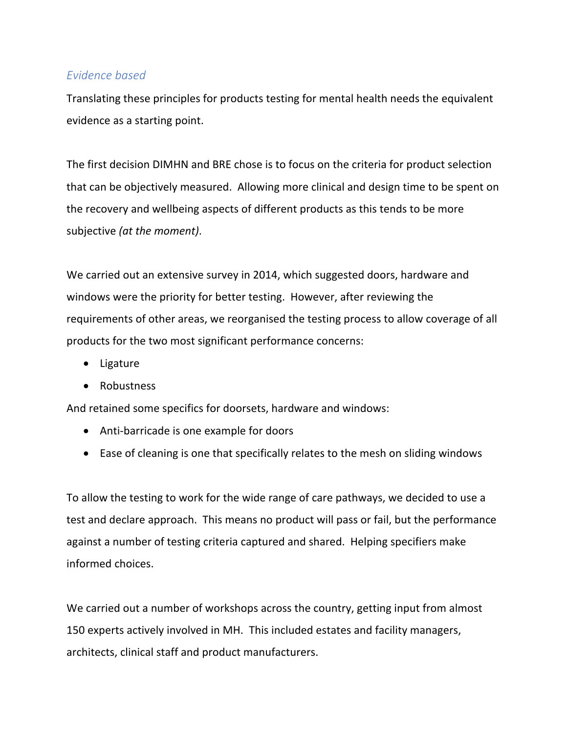### *Evidence based*

Translating these principles for products testing for mental health needs the equivalent evidence as a starting point.

The first decision DIMHN and BRE chose is to focus on the criteria for product selection that can be objectively measured. Allowing more clinical and design time to be spent on the recovery and wellbeing aspects of different products as this tends to be more subjective *(at the moment)*.

We carried out an extensive survey in 2014, which suggested doors, hardware and windows were the priority for better testing. However, after reviewing the requirements of other areas, we reorganised the testing process to allow coverage of all products for the two most significant performance concerns:

- Ligature
- Robustness

And retained some specifics for doorsets, hardware and windows:

- Anti-barricade is one example for doors
- Ease of cleaning is one that specifically relates to the mesh on sliding windows

To allow the testing to work for the wide range of care pathways, we decided to use a test and declare approach. This means no product will pass or fail, but the performance against a number of testing criteria captured and shared. Helping specifiers make informed choices.

We carried out a number of workshops across the country, getting input from almost 150 experts actively involved in MH. This included estates and facility managers, architects, clinical staff and product manufacturers.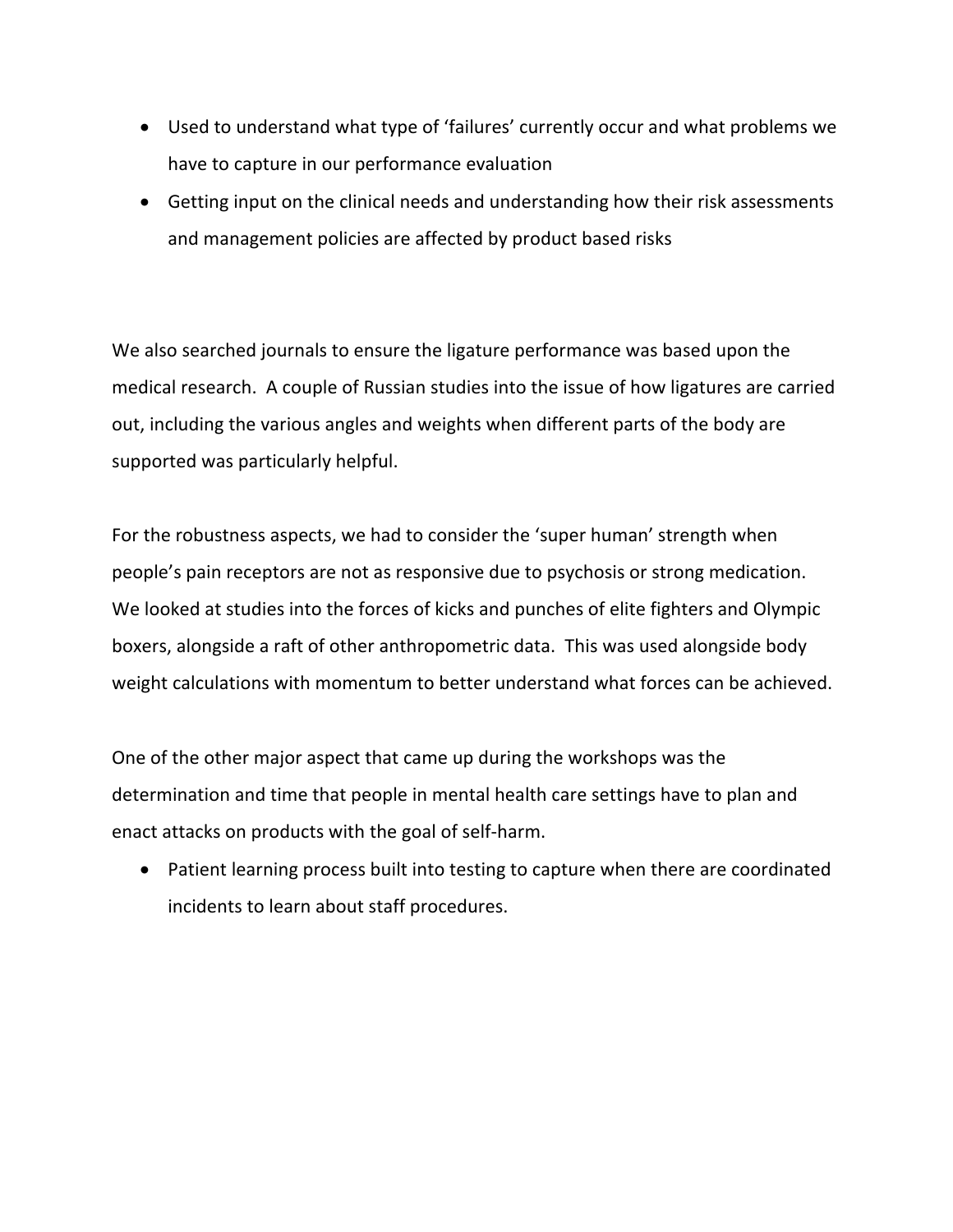- Used to understand what type of 'failures' currently occur and what problems we have to capture in our performance evaluation
- Getting input on the clinical needs and understanding how their risk assessments and management policies are affected by product based risks

We also searched journals to ensure the ligature performance was based upon the medical research. A couple of Russian studies into the issue of how ligatures are carried out, including the various angles and weights when different parts of the body are supported was particularly helpful.

For the robustness aspects, we had to consider the 'super human' strength when people's pain receptors are not as responsive due to psychosis or strong medication. We looked at studies into the forces of kicks and punches of elite fighters and Olympic boxers, alongside a raft of other anthropometric data. This was used alongside body weight calculations with momentum to better understand what forces can be achieved.

One of the other major aspect that came up during the workshops was the determination and time that people in mental health care settings have to plan and enact attacks on products with the goal of self-harm.

- Patient learning process built into testing to capture when there are coordinated incidents to learn about staff procedures.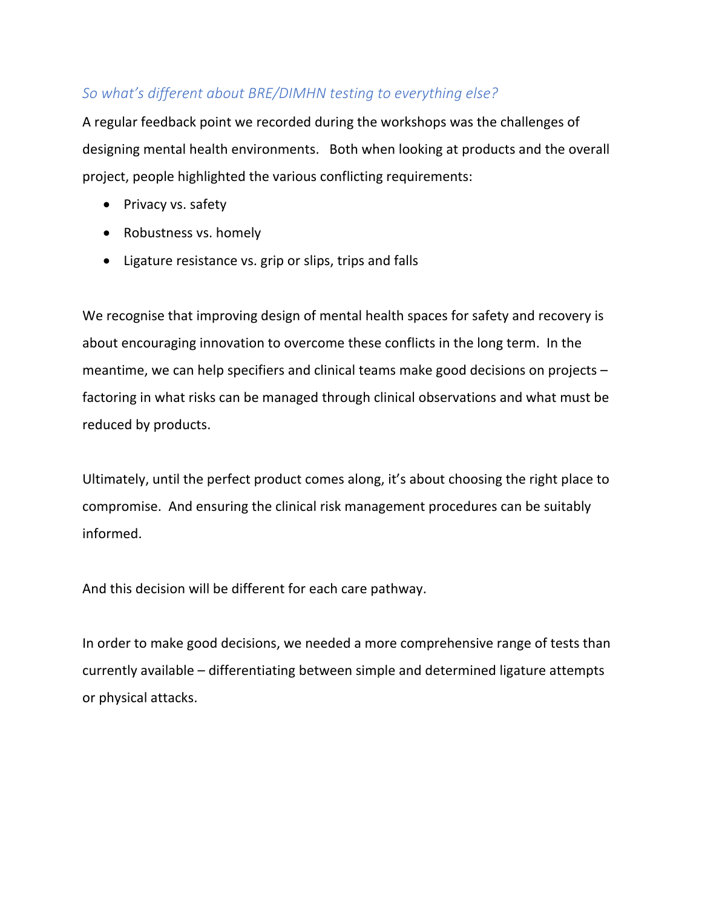### *So what's different about BRE/DIMHN testing to everything else?*

A regular feedback point we recorded during the workshops was the challenges of designing mental health environments. Both when looking at products and the overall project, people highlighted the various conflicting requirements:

- Privacy vs. safety
- Robustness vs. homely
- Ligature resistance vs. grip or slips, trips and falls

We recognise that improving design of mental health spaces for safety and recovery is about encouraging innovation to overcome these conflicts in the long term. In the meantime, we can help specifiers and clinical teams make good decisions on projects – factoring in what risks can be managed through clinical observations and what must be reduced by products.

Ultimately, until the perfect product comes along, it's about choosing the right place to compromise. And ensuring the clinical risk management procedures can be suitably informed.

And this decision will be different for each care pathway.

In order to make good decisions, we needed a more comprehensive range of tests than currently available – differentiating between simple and determined ligature attempts or physical attacks.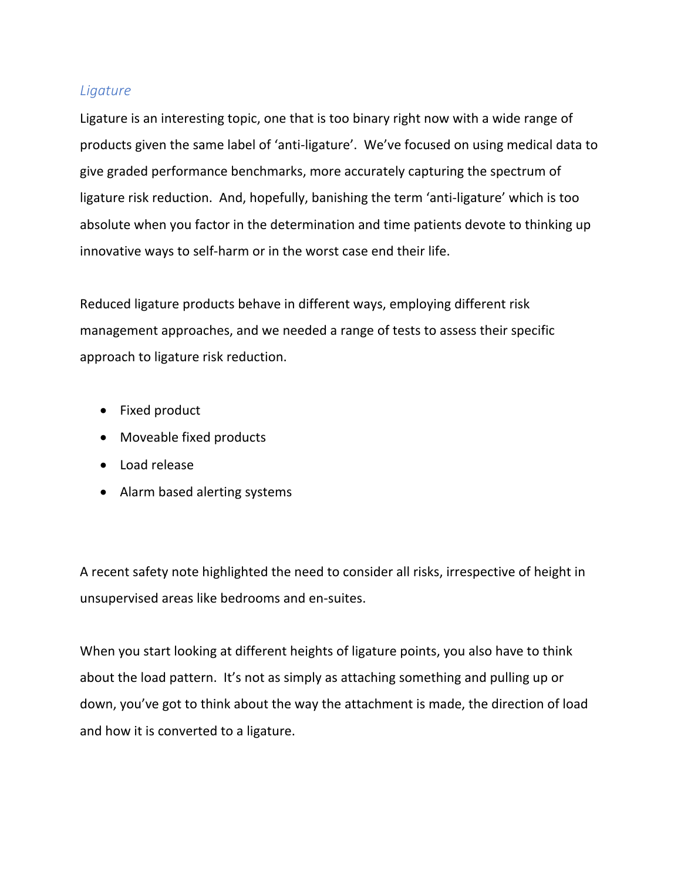## *Ligature*

Ligature is an interesting topic, one that is too binary right now with a wide range of products given the same label of 'anti-ligature'. We've focused on using medical data to give graded performance benchmarks, more accurately capturing the spectrum of ligature risk reduction. And, hopefully, banishing the term 'anti-ligature' which is too absolute when you factor in the determination and time patients devote to thinking up innovative ways to self-harm or in the worst case end their life.

Reduced ligature products behave in different ways, employing different risk management approaches, and we needed a range of tests to assess their specific approach to ligature risk reduction.

- Fixed product
- Moveable fixed products
- Load release
- Alarm based alerting systems

A recent safety note highlighted the need to consider all risks, irrespective of height in unsupervised areas like bedrooms and en-suites.

When you start looking at different heights of ligature points, you also have to think about the load pattern. It's not as simply as attaching something and pulling up or down, you've got to think about the way the attachment is made, the direction of load and how it is converted to a ligature.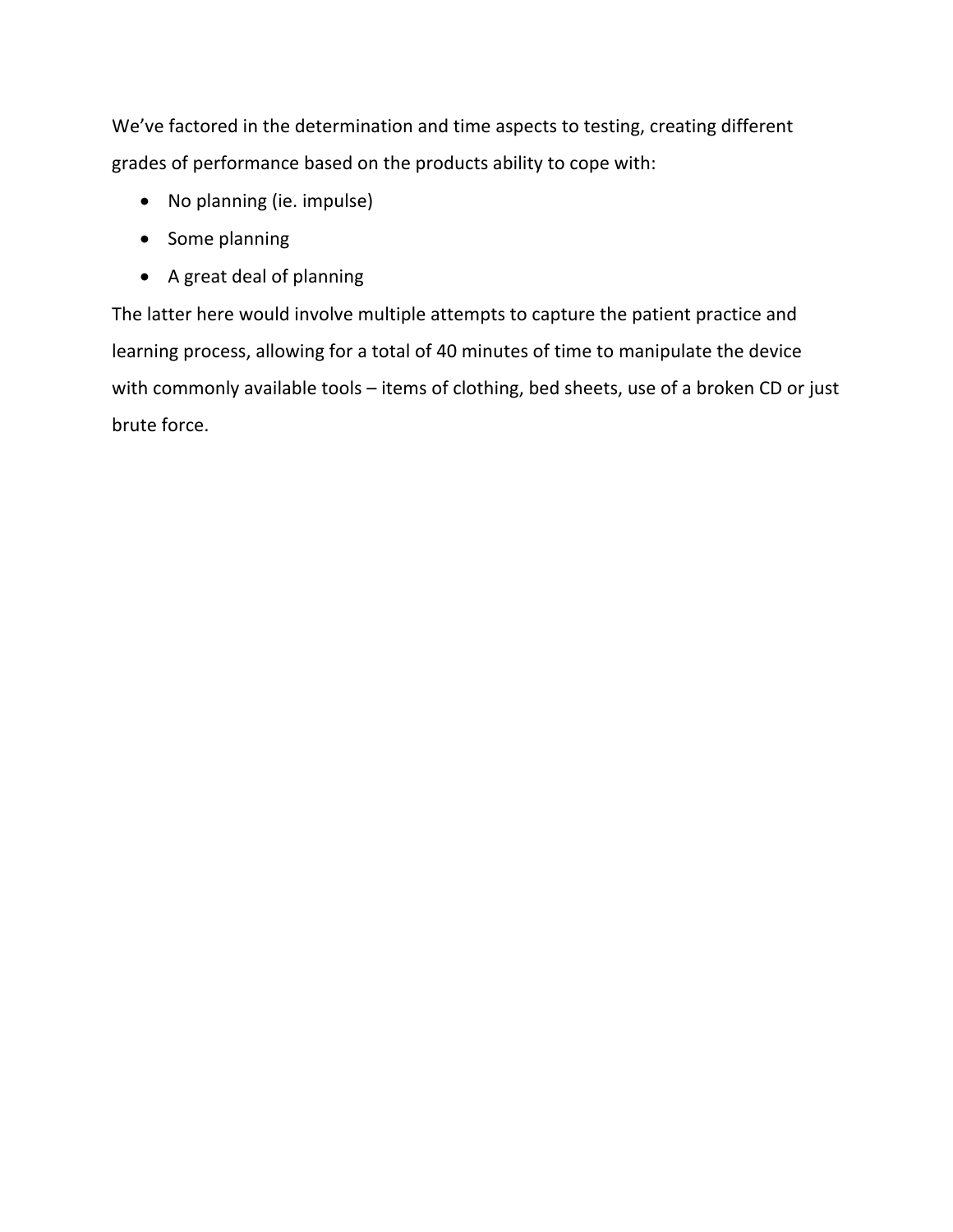We've factored in the determination and time aspects to testing, creating different grades of performance based on the products ability to cope with:

- No planning (ie. impulse)
- Some planning
- A great deal of planning

The latter here would involve multiple attempts to capture the patient practice and learning process, allowing for a total of 40 minutes of time to manipulate the device with commonly available tools – items of clothing, bed sheets, use of a broken CD or just brute force.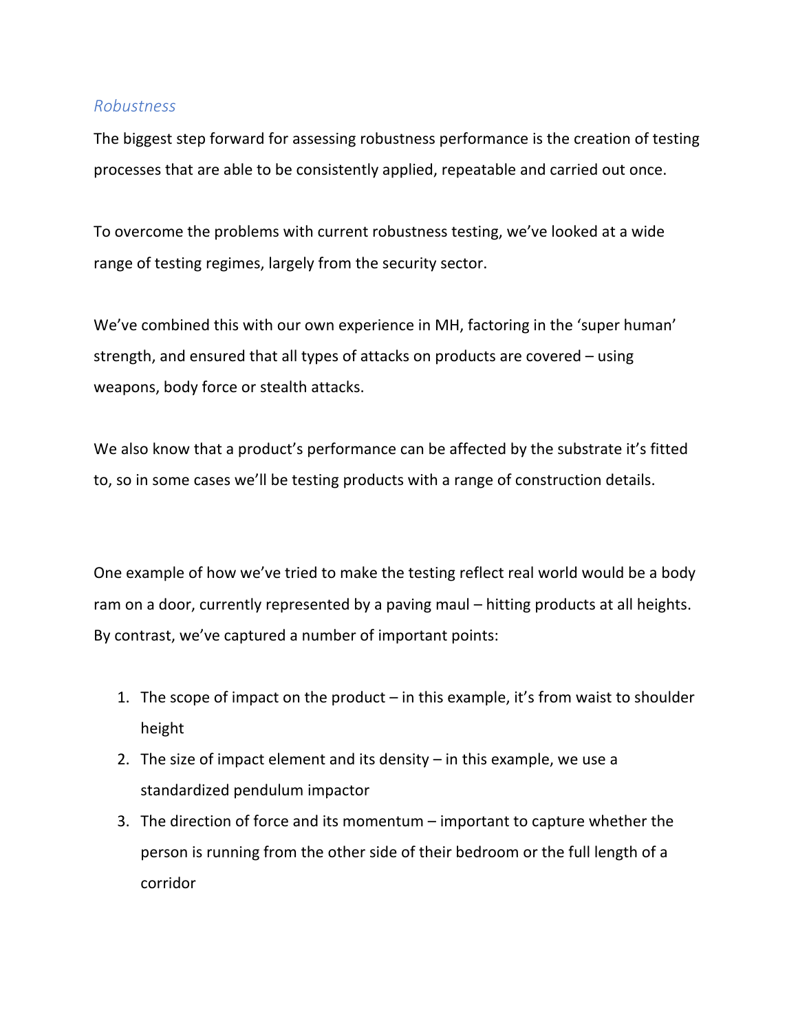## *Robustness*

The biggest step forward for assessing robustness performance is the creation of testing processes that are able to be consistently applied, repeatable and carried out once.

To overcome the problems with current robustness testing, we've looked at a wide range of testing regimes, largely from the security sector.

We've combined this with our own experience in MH, factoring in the 'super human' strength, and ensured that all types of attacks on products are covered – using weapons, body force or stealth attacks.

We also know that a product's performance can be affected by the substrate it's fitted to, so in some cases we'll be testing products with a range of construction details.

One example of how we've tried to make the testing reflect real world would be a body ram on a door, currently represented by a paving maul – hitting products at all heights. By contrast, we've captured a number of important points:

1. The scope of impact on the product – in this example, it's from waist to shoulder height
2. The size of impact element and its density – in this example, we use a standardized pendulum impactor
3. The direction of force and its momentum – important to capture whether the person is running from the other side of their bedroom or the full length of a corridor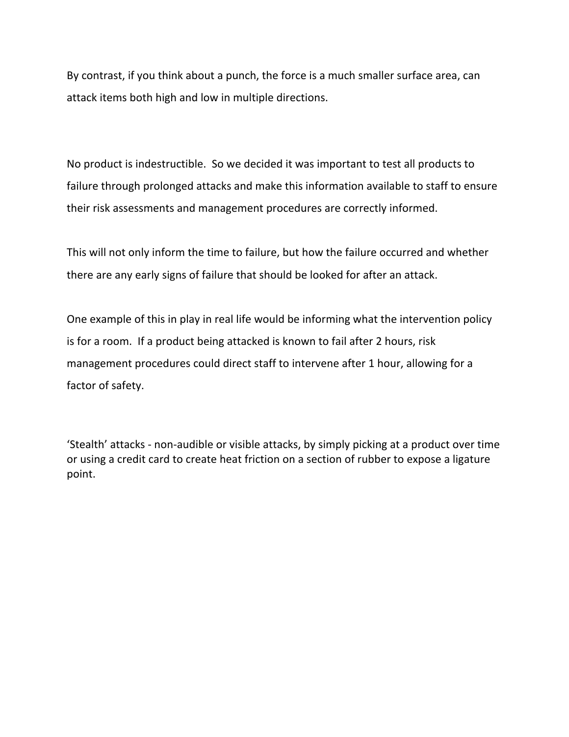By contrast, if you think about a punch, the force is a much smaller surface area, can attack items both high and low in multiple directions.

No product is indestructible. So we decided it was important to test all products to failure through prolonged attacks and make this information available to staff to ensure their risk assessments and management procedures are correctly informed.

This will not only inform the time to failure, but how the failure occurred and whether there are any early signs of failure that should be looked for after an attack.

One example of this in play in real life would be informing what the intervention policy is for a room. If a product being attacked is known to fail after 2 hours, risk management procedures could direct staff to intervene after 1 hour, allowing for a factor of safety.

'Stealth' attacks - non-audible or visible attacks, by simply picking at a product over time or using a credit card to create heat friction on a section of rubber to expose a ligature point.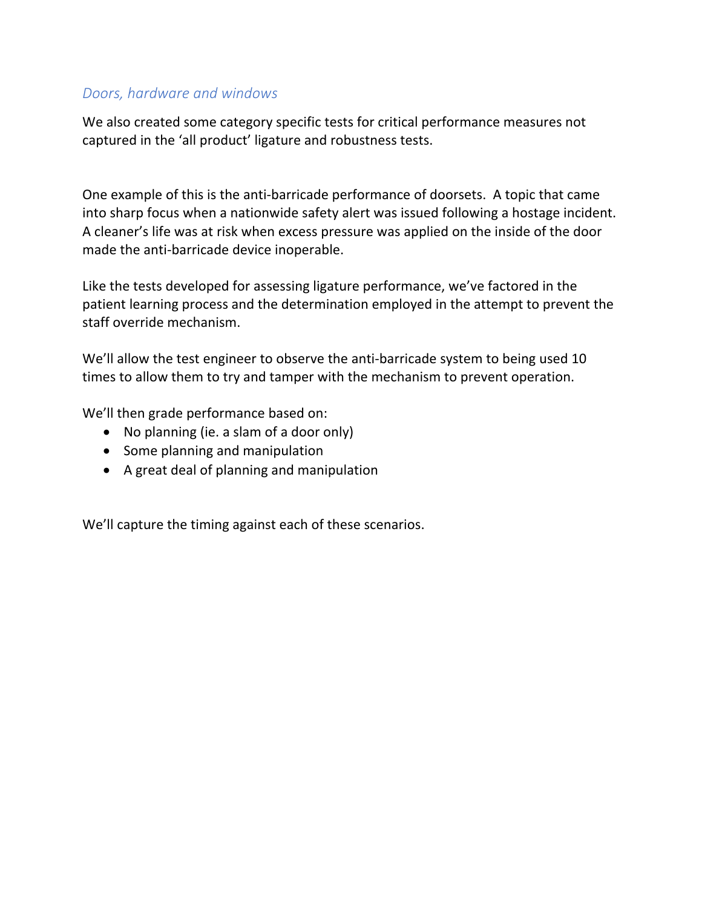### *Doors, hardware and windows*

We also created some category specific tests for critical performance measures not captured in the 'all product' ligature and robustness tests.

One example of this is the anti-barricade performance of doorsets. A topic that came into sharp focus when a nationwide safety alert was issued following a hostage incident. A cleaner's life was at risk when excess pressure was applied on the inside of the door made the anti-barricade device inoperable.

Like the tests developed for assessing ligature performance, we've factored in the patient learning process and the determination employed in the attempt to prevent the staff override mechanism.

We'll allow the test engineer to observe the anti-barricade system to being used 10 times to allow them to try and tamper with the mechanism to prevent operation.

We'll then grade performance based on:

- No planning (ie. a slam of a door only)
- Some planning and manipulation
- A great deal of planning and manipulation

We'll capture the timing against each of these scenarios.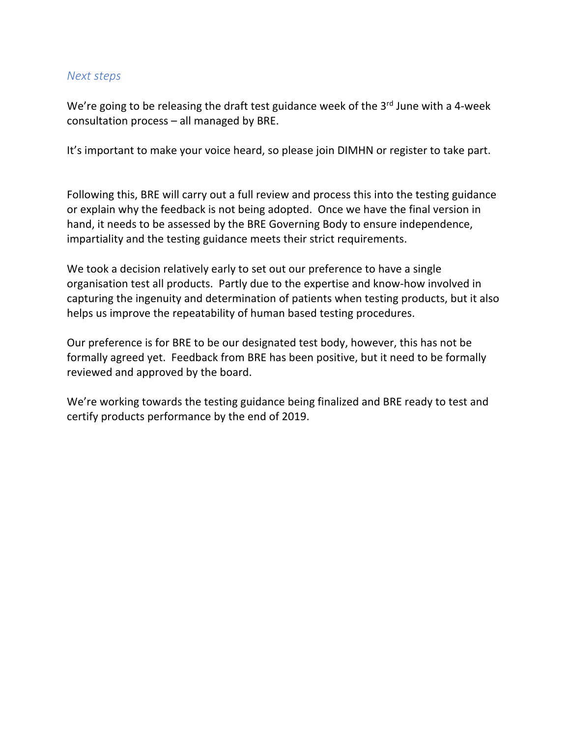*Next steps*

We're going to be releasing the draft test guidance week of the 3rd June with a 4-week consultation process – all managed by BRE.

It's important to make your voice heard, so please join DIMHN or register to take part.

Following this, BRE will carry out a full review and process this into the testing guidance or explain why the feedback is not being adopted. Once we have the final version in hand, it needs to be assessed by the BRE Governing Body to ensure independence, impartiality and the testing guidance meets their strict requirements.

We took a decision relatively early to set out our preference to have a single organisation test all products. Partly due to the expertise and know-how involved in capturing the ingenuity and determination of patients when testing products, but it also helps us improve the repeatability of human based testing procedures.

Our preference is for BRE to be our designated test body, however, this has not be formally agreed yet. Feedback from BRE has been positive, but it need to be formally reviewed and approved by the board.

We're working towards the testing guidance being finalized and BRE ready to test and certify products performance by the end of 2019.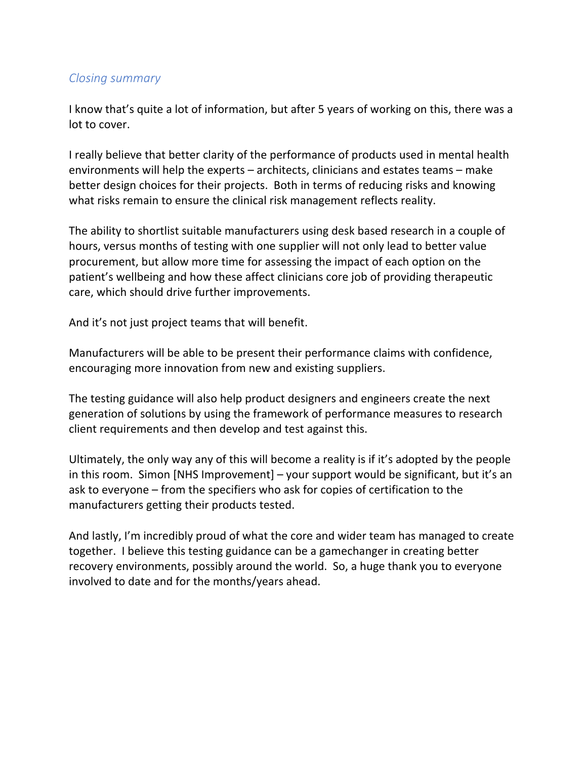*Closing summary*

I know that's quite a lot of information, but after 5 years of working on this, there was a lot to cover.

I really believe that better clarity of the performance of products used in mental health environments will help the experts – architects, clinicians and estates teams – make better design choices for their projects. Both in terms of reducing risks and knowing what risks remain to ensure the clinical risk management reflects reality.

The ability to shortlist suitable manufacturers using desk based research in a couple of hours, versus months of testing with one supplier will not only lead to better value procurement, but allow more time for assessing the impact of each option on the patient's wellbeing and how these affect clinicians core job of providing therapeutic care, which should drive further improvements.

And it's not just project teams that will benefit.

Manufacturers will be able to be present their performance claims with confidence, encouraging more innovation from new and existing suppliers.

The testing guidance will also help product designers and engineers create the next generation of solutions by using the framework of performance measures to research client requirements and then develop and test against this.

Ultimately, the only way any of this will become a reality is if it's adopted by the people in this room. Simon [NHS Improvement] – your support would be significant, but it's an ask to everyone – from the specifiers who ask for copies of certification to the manufacturers getting their products tested.

And lastly, I'm incredibly proud of what the core and wider team has managed to create together. I believe this testing guidance can be a gamechanger in creating better recovery environments, possibly around the world. So, a huge thank you to everyone involved to date and for the months/years ahead.